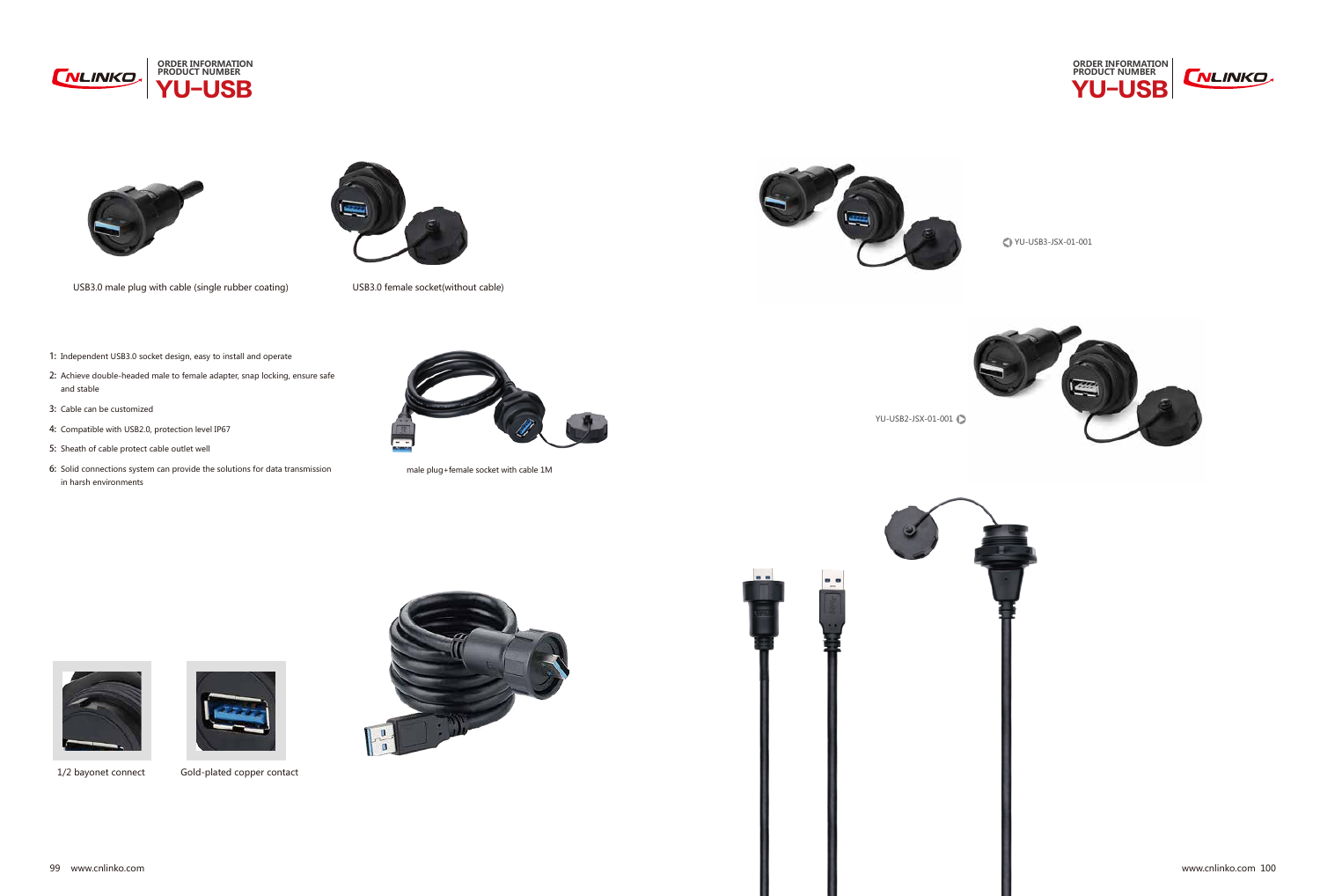# ORDER INFORMATION PRODUCT NUMBER YU-USB

USB3.0 male plug with cable (single rubber coating)

USB3.0 female socket(without cable)

1: Independent USB3.0 socket design, easy to install and operate
2: Achieve double-headed male to female adapter, snap locking, ensure safe and stable
3: Cable can be customized
4: Compatible with USB2.0, protection level IP67
5: Sheath of cable protect cable outlet well
6: Solid connections system can provide the solutions for data transmission in harsh environments

male plug+female socket with cable 1M

1/2 bayonet connect

Gold-plated copper contact

YU-USB3-JSX-01-001

YU-USB2-JSX-01-001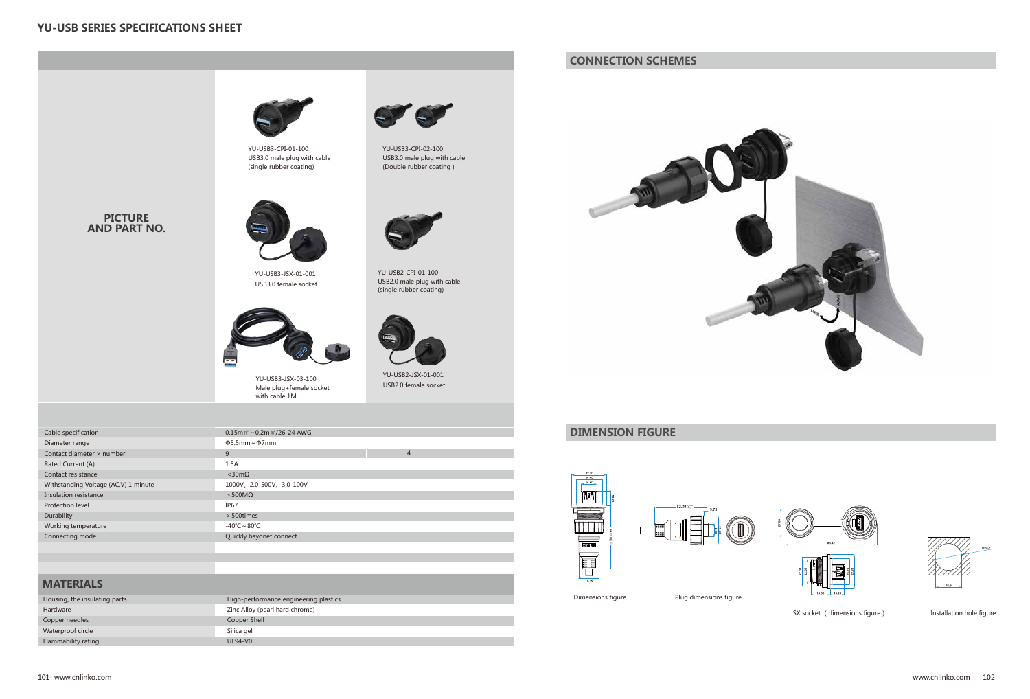## YU-USB SERIES SPECIFICATIONS SHEET

### PICTURE AND PART NO.

YU-USB3-CPI-01-100
USB3.0 male plug with cable
(single rubber coating)

YU-USB3-CPI-02-100
USB3.0 male plug with cable
(Double rubber coating )

YU-USB3-JSX-01-001
USB3.0 female socket

YU-USB2-CPI-01-100
USB2.0 male plug with cable
(single rubber coating)

YU-USB3-JSX-03-100
Male plug+female socket
with cable 1M

YU-USB2-JSX-01-001
USB2.0 female socket

| | | |
|---|---|---|
| Cable specification | 0.15m㎡～0.2m㎡/26-24 AWG | |
| Diameter range | Φ5.5mm～Φ7mm | |
| Contact diameter × number | 9 | 4 |
| Rated Current (A) | 1.5A | |
| Contact resistance | <30mΩ | |
| Withstanding Voltage (AC.V) 1 minute | 1000V、2.0-500V、3.0-100V | |
| Insulation resistance | ＞500MΩ | |
| Protection level | IP67 | |
| Durability | ＞500times | |
| Working temperature | -40℃～80℃ | |
| Connecting mode | Quickly bayonet connect | |

### MATERIALS

| | |
|---|---|
| Housing, the insulating parts | High-performance engineering plastics |
| Hardware | Zinc Alloy (pearl hard chrome) |
| Copper needles | Copper Shell |
| Waterproof circle | Silica gel |
| Flammability rating | UL94-V0 |

### CONNECTION SCHEMES

### DIMENSION FIGURE

Dimensions figure

Plug dimensions figure

SX socket （dimensions figure）

Installation hole figure